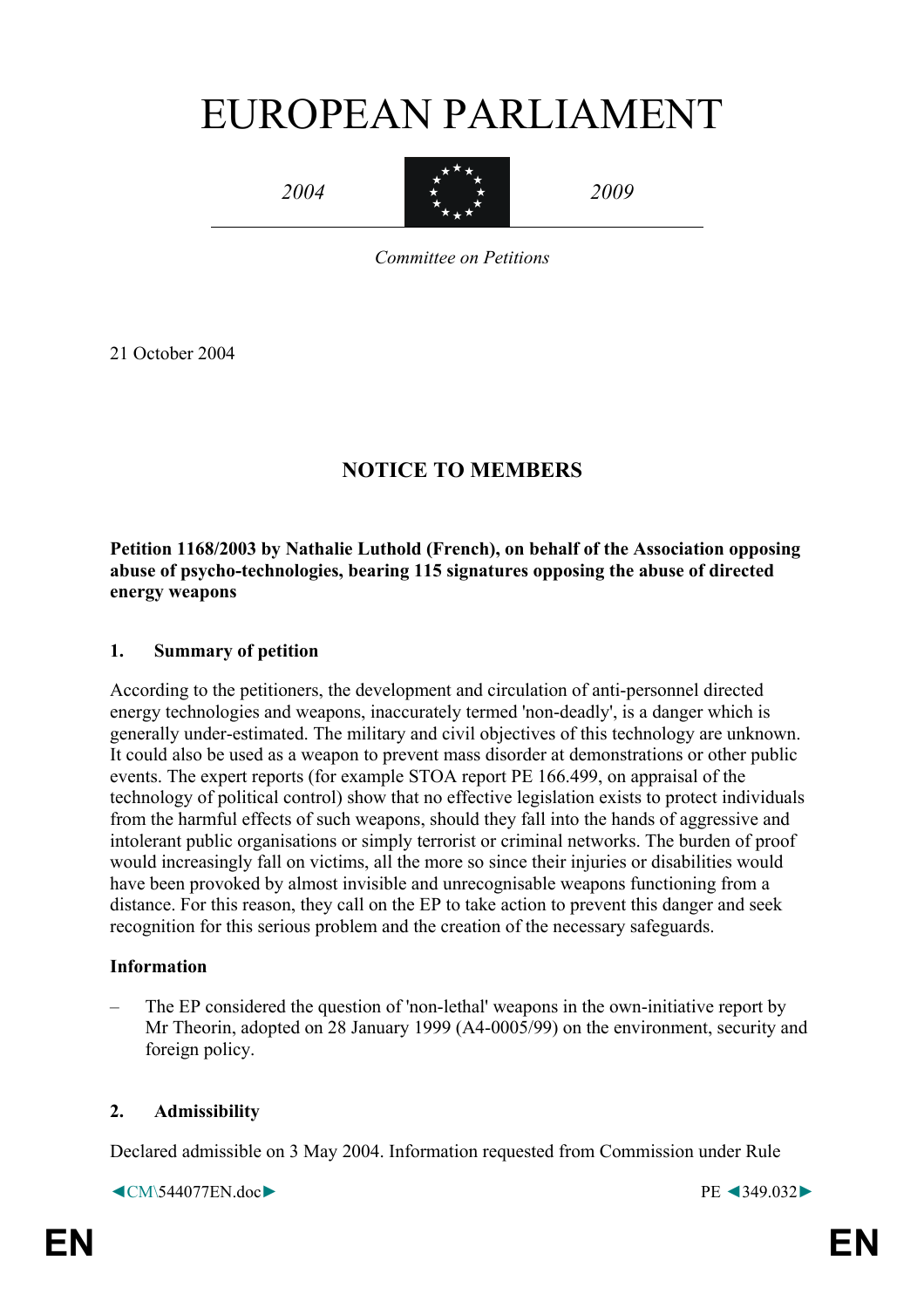# EUROPEAN PARLIAMENT

*2004* *2009*

*Committee on Petitions*

21 October 2004

## NOTICE TO MEMBERS

**Petition 1168/2003 by Nathalie Luthold (French), on behalf of the Association opposing abuse of psycho-technologies, bearing 115 signatures opposing the abuse of directed energy weapons**

### 1. Summary of petition

According to the petitioners, the development and circulation of anti-personnel directed energy technologies and weapons, inaccurately termed 'non-deadly', is a danger which is generally under-estimated. The military and civil objectives of this technology are unknown. It could also be used as a weapon to prevent mass disorder at demonstrations or other public events. The expert reports (for example STOA report PE 166.499, on appraisal of the technology of political control) show that no effective legislation exists to protect individuals from the harmful effects of such weapons, should they fall into the hands of aggressive and intolerant public organisations or simply terrorist or criminal networks. The burden of proof would increasingly fall on victims, all the more so since their injuries or disabilities would have been provoked by almost invisible and unrecognisable weapons functioning from a distance. For this reason, they call on the EP to take action to prevent this danger and seek recognition for this serious problem and the creation of the necessary safeguards.

**Information**

– The EP considered the question of 'non-lethal' weapons in the own-initiative report by Mr Theorin, adopted on 28 January 1999 (A4-0005/99) on the environment, security and foreign policy.

### 2. Admissibility

Declared admissible on 3 May 2004. Information requested from Commission under Rule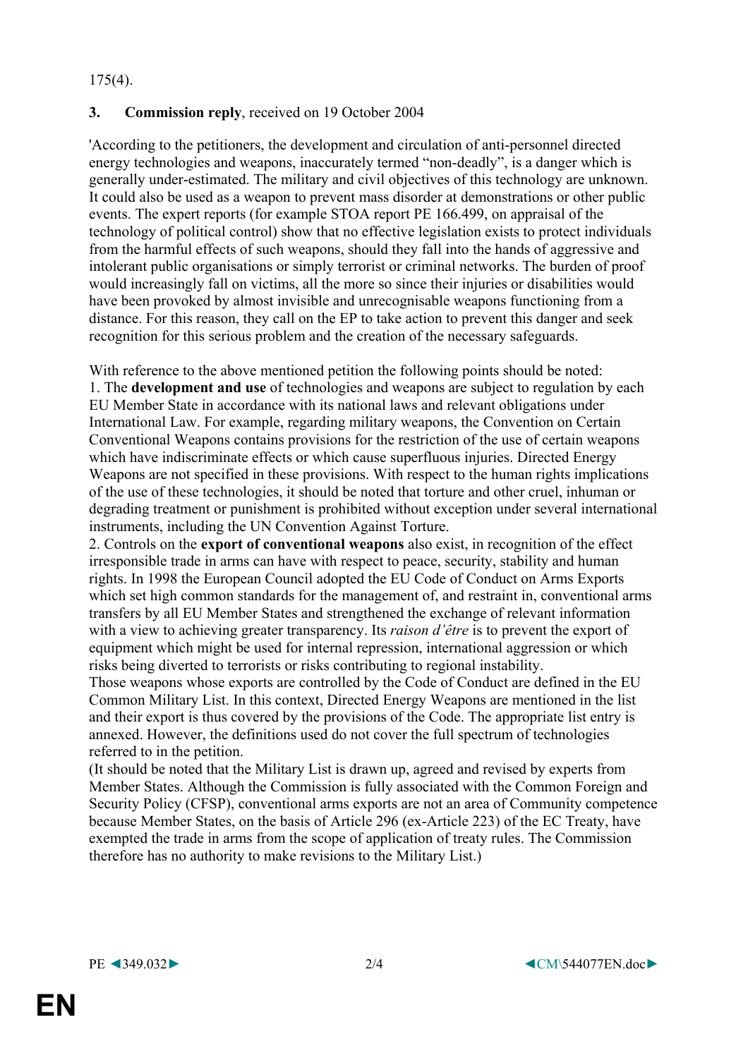175(4).

**3. Commission reply**, received on 19 October 2004

'According to the petitioners, the development and circulation of anti-personnel directed energy technologies and weapons, inaccurately termed "non-deadly", is a danger which is generally under-estimated. The military and civil objectives of this technology are unknown. It could also be used as a weapon to prevent mass disorder at demonstrations or other public events. The expert reports (for example STOA report PE 166.499, on appraisal of the technology of political control) show that no effective legislation exists to protect individuals from the harmful effects of such weapons, should they fall into the hands of aggressive and intolerant public organisations or simply terrorist or criminal networks. The burden of proof would increasingly fall on victims, all the more so since their injuries or disabilities would have been provoked by almost invisible and unrecognisable weapons functioning from a distance. For this reason, they call on the EP to take action to prevent this danger and seek recognition for this serious problem and the creation of the necessary safeguards.

With reference to the above mentioned petition the following points should be noted:

1. The **development and use** of technologies and weapons are subject to regulation by each EU Member State in accordance with its national laws and relevant obligations under International Law. For example, regarding military weapons, the Convention on Certain Conventional Weapons contains provisions for the restriction of the use of certain weapons which have indiscriminate effects or which cause superfluous injuries. Directed Energy Weapons are not specified in these provisions. With respect to the human rights implications of the use of these technologies, it should be noted that torture and other cruel, inhuman or degrading treatment or punishment is prohibited without exception under several international instruments, including the UN Convention Against Torture.

2. Controls on the **export of conventional weapons** also exist, in recognition of the effect irresponsible trade in arms can have with respect to peace, security, stability and human rights. In 1998 the European Council adopted the EU Code of Conduct on Arms Exports which set high common standards for the management of, and restraint in, conventional arms transfers by all EU Member States and strengthened the exchange of relevant information with a view to achieving greater transparency. Its *raison d'être* is to prevent the export of equipment which might be used for internal repression, international aggression or which risks being diverted to terrorists or risks contributing to regional instability.

Those weapons whose exports are controlled by the Code of Conduct are defined in the EU Common Military List. In this context, Directed Energy Weapons are mentioned in the list and their export is thus covered by the provisions of the Code. The appropriate list entry is annexed. However, the definitions used do not cover the full spectrum of technologies referred to in the petition.

(It should be noted that the Military List is drawn up, agreed and revised by experts from Member States. Although the Commission is fully associated with the Common Foreign and Security Policy (CFSP), conventional arms exports are not an area of Community competence because Member States, on the basis of Article 296 (ex-Article 223) of the EC Treaty, have exempted the trade in arms from the scope of application of treaty rules. The Commission therefore has no authority to make revisions to the Military List.)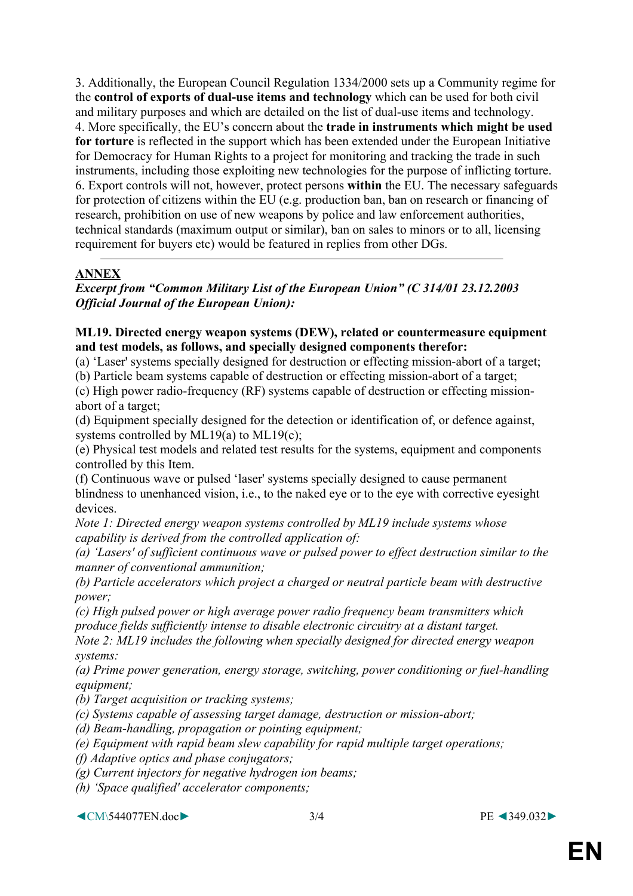3. Additionally, the European Council Regulation 1334/2000 sets up a Community regime for the **control of exports of dual-use items and technology** which can be used for both civil and military purposes and which are detailed on the list of dual-use items and technology.
4. More specifically, the EU's concern about the **trade in instruments which might be used for torture** is reflected in the support which has been extended under the European Initiative for Democracy for Human Rights to a project for monitoring and tracking the trade in such instruments, including those exploiting new technologies for the purpose of inflicting torture.
6. Export controls will not, however, protect persons **within** the EU. The necessary safeguards for protection of citizens within the EU (e.g. production ban, ban on research or financing of research, prohibition on use of new weapons by police and law enforcement authorities, technical standards (maximum output or similar), ban on sales to minors or to all, licensing requirement for buyers etc) would be featured in replies from other DGs.

---

## ANNEX

***Excerpt from "Common Military List of the European Union" (C 314/01 23.12.2003 Official Journal of the European Union):***

**ML19. Directed energy weapon systems (DEW), related or countermeasure equipment and test models, as follows, and specially designed components therefor:**

(a) 'Laser' systems specially designed for destruction or effecting mission-abort of a target;
(b) Particle beam systems capable of destruction or effecting mission-abort of a target;
(c) High power radio-frequency (RF) systems capable of destruction or effecting mission-abort of a target;
(d) Equipment specially designed for the detection or identification of, or defence against, systems controlled by ML19(a) to ML19(c);
(e) Physical test models and related test results for the systems, equipment and components controlled by this Item.
(f) Continuous wave or pulsed 'laser' systems specially designed to cause permanent blindness to unenhanced vision, i.e., to the naked eye or to the eye with corrective eyesight devices.

*Note 1: Directed energy weapon systems controlled by ML19 include systems whose capability is derived from the controlled application of:*
*(a) 'Lasers' of sufficient continuous wave or pulsed power to effect destruction similar to the manner of conventional ammunition;*
*(b) Particle accelerators which project a charged or neutral particle beam with destructive power;*
*(c) High pulsed power or high average power radio frequency beam transmitters which produce fields sufficiently intense to disable electronic circuitry at a distant target.*

*Note 2: ML19 includes the following when specially designed for directed energy weapon systems:*
*(a) Prime power generation, energy storage, switching, power conditioning or fuel-handling equipment;*
*(b) Target acquisition or tracking systems;*
*(c) Systems capable of assessing target damage, destruction or mission-abort;*
*(d) Beam-handling, propagation or pointing equipment;*
*(e) Equipment with rapid beam slew capability for rapid multiple target operations;*
*(f) Adaptive optics and phase conjugators;*
*(g) Current injectors for negative hydrogen ion beams;*
*(h) 'Space qualified' accelerator components;*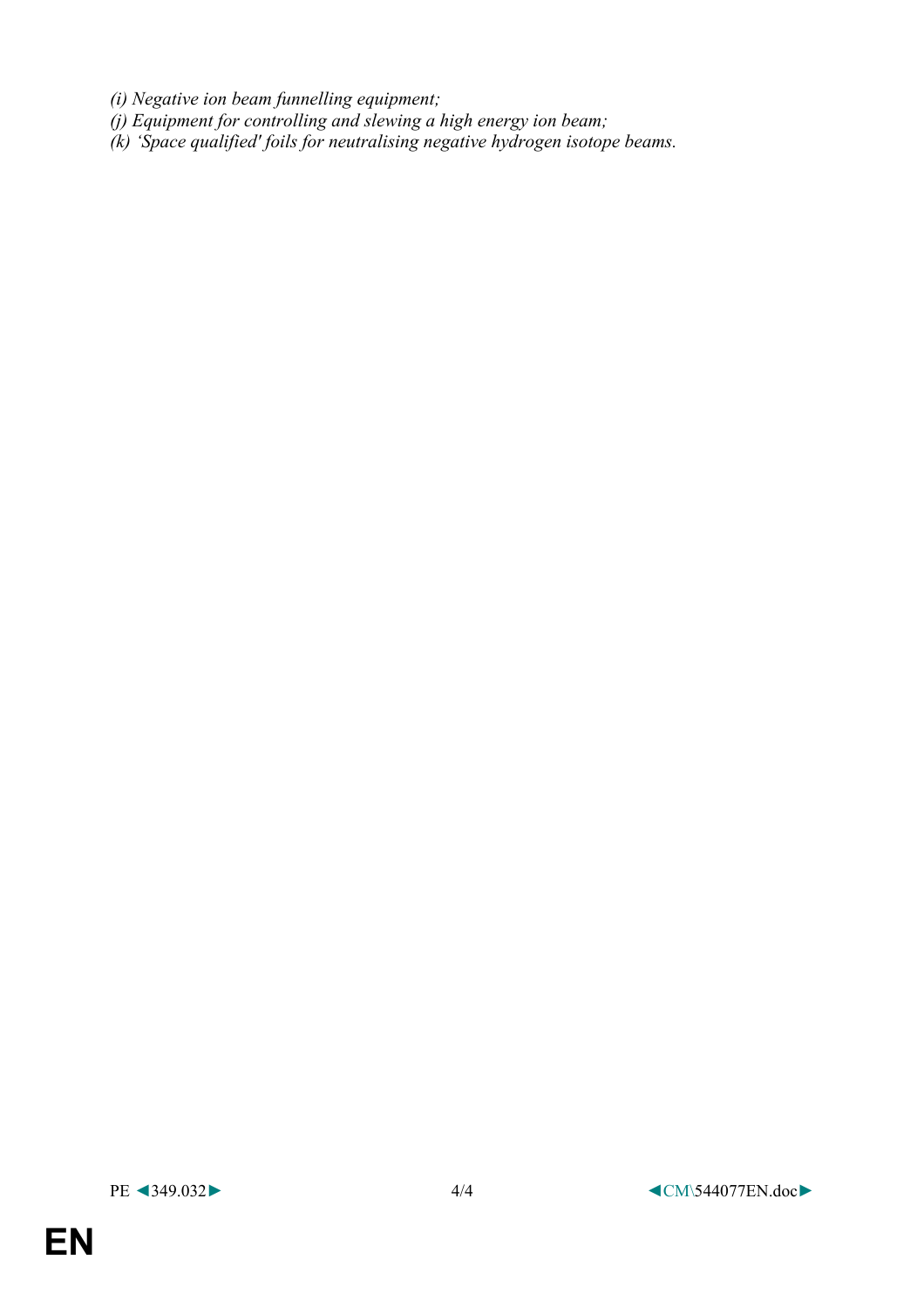*(i) Negative ion beam funnelling equipment;*
*(j) Equipment for controlling and slewing a high energy ion beam;*
*(k) 'Space qualified' foils for neutralising negative hydrogen isotope beams.*